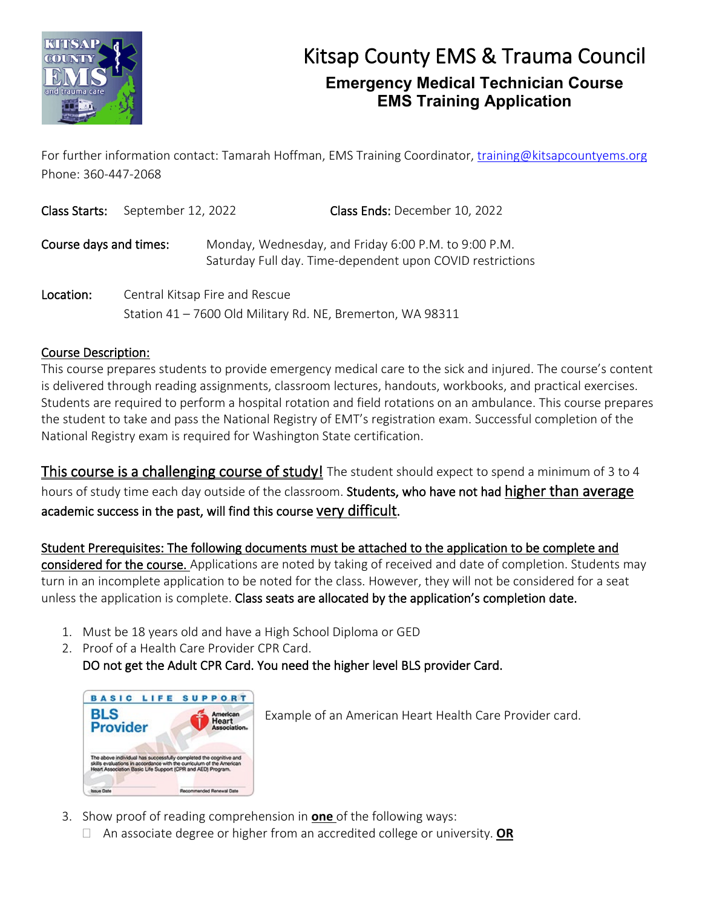# Kitsap County EMS & Trauma Council

## Emergency Medical Technician Course
## EMS Training Application

For further information contact: Tamarah Hoffman, EMS Training Coordinator, training@kitsapcountyems.org
Phone: 360-447-2068

**Class Starts:** September 12, 2022 **Class Ends:** December 10, 2022

**Course days and times:** Monday, Wednesday, and Friday 6:00 P.M. to 9:00 P.M.
Saturday Full day. Time-dependent upon COVID restrictions

**Location:** Central Kitsap Fire and Rescue
Station 41 – 7600 Old Military Rd. NE, Bremerton, WA 98311

**Course Description:**
This course prepares students to provide emergency medical care to the sick and injured. The course's content is delivered through reading assignments, classroom lectures, handouts, workbooks, and practical exercises. Students are required to perform a hospital rotation and field rotations on an ambulance. This course prepares the student to take and pass the National Registry of EMT's registration exam. Successful completion of the National Registry exam is required for Washington State certification.

**This course is a challenging course of study!** The student should expect to spend a minimum of 3 to 4 hours of study time each day outside of the classroom. **Students, who have not had higher than average academic success in the past, will find this course very difficult.**

**Student Prerequisites: The following documents must be attached to the application to be complete and considered for the course.** Applications are noted by taking of received and date of completion. Students may turn in an incomplete application to be noted for the class. However, they will not be considered for a seat unless the application is complete. **Class seats are allocated by the application's completion date.**

1. Must be 18 years old and have a High School Diploma or GED
2. Proof of a Health Care Provider CPR Card.
   **DO not get the Adult CPR Card. You need the higher level BLS provider Card.**

   Example of an American Heart Health Care Provider card.

3. Show proof of reading comprehension in **one** of the following ways:
   - ☐ An associate degree or higher from an accredited college or university. **OR**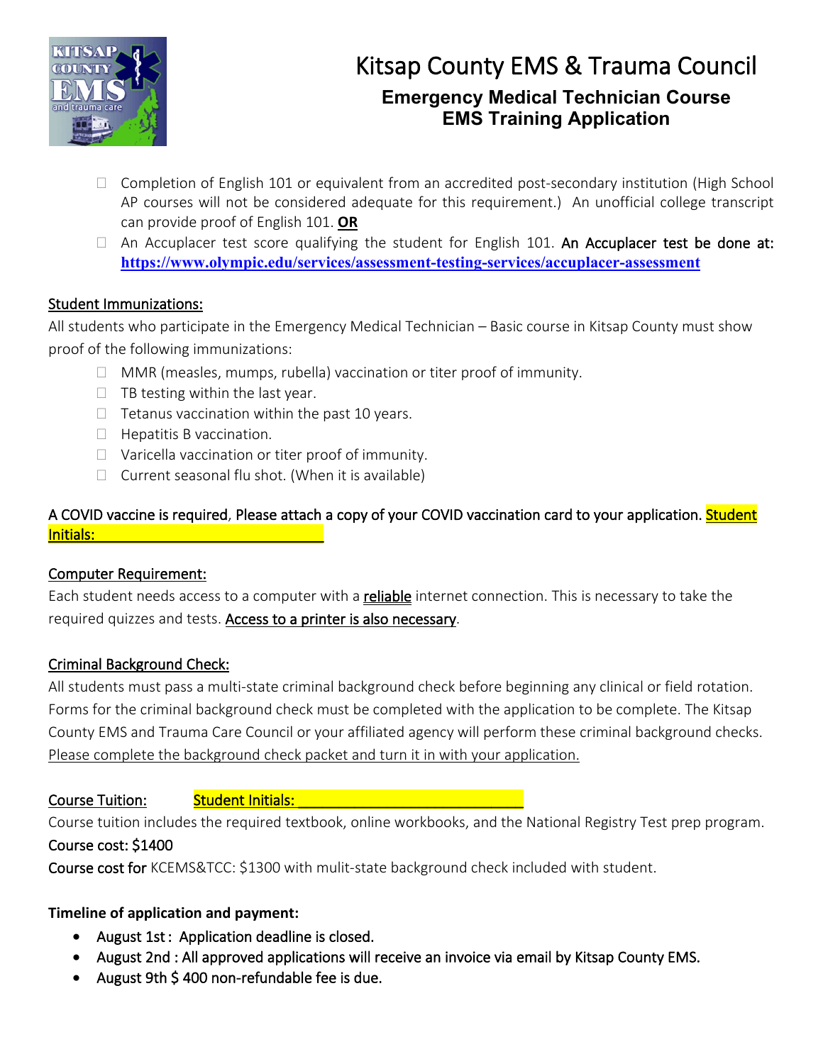# Kitsap County EMS & Trauma Council

## Emergency Medical Technician Course
## EMS Training Application

- ☐ Completion of English 101 or equivalent from an accredited post-secondary institution (High School AP courses will not be considered adequate for this requirement.) An unofficial college transcript can provide proof of English 101. **OR**
- ☐ An Accuplacer test score qualifying the student for English 101. An Accuplacer test be done at: **https://www.olympic.edu/services/assessment-testing-services/accuplacer-assessment**

Student Immunizations:

All students who participate in the Emergency Medical Technician – Basic course in Kitsap County must show proof of the following immunizations:

- ☐ MMR (measles, mumps, rubella) vaccination or titer proof of immunity.
- ☐ TB testing within the last year.
- ☐ Tetanus vaccination within the past 10 years.
- ☐ Hepatitis B vaccination.
- ☐ Varicella vaccination or titer proof of immunity.
- ☐ Current seasonal flu shot. (When it is available)

A COVID vaccine is required, Please attach a copy of your COVID vaccination card to your application. Student Initials: ______________________________

Computer Requirement:

Each student needs access to a computer with a reliable internet connection. This is necessary to take the required quizzes and tests. Access to a printer is also necessary.

Criminal Background Check:

All students must pass a multi-state criminal background check before beginning any clinical or field rotation. Forms for the criminal background check must be completed with the application to be complete. The Kitsap County EMS and Trauma Care Council or your affiliated agency will perform these criminal background checks. Please complete the background check packet and turn it in with your application.

Course Tuition: Student Initials: ______________________________

Course tuition includes the required textbook, online workbooks, and the National Registry Test prep program.

Course cost: $1400

Course cost for KCEMS&TCC: $1300 with mulit-state background check included with student.

**Timeline of application and payment:**

- August 1st : Application deadline is closed.
- August 2nd : All approved applications will receive an invoice via email by Kitsap County EMS.
- August 9th $ 400 non-refundable fee is due.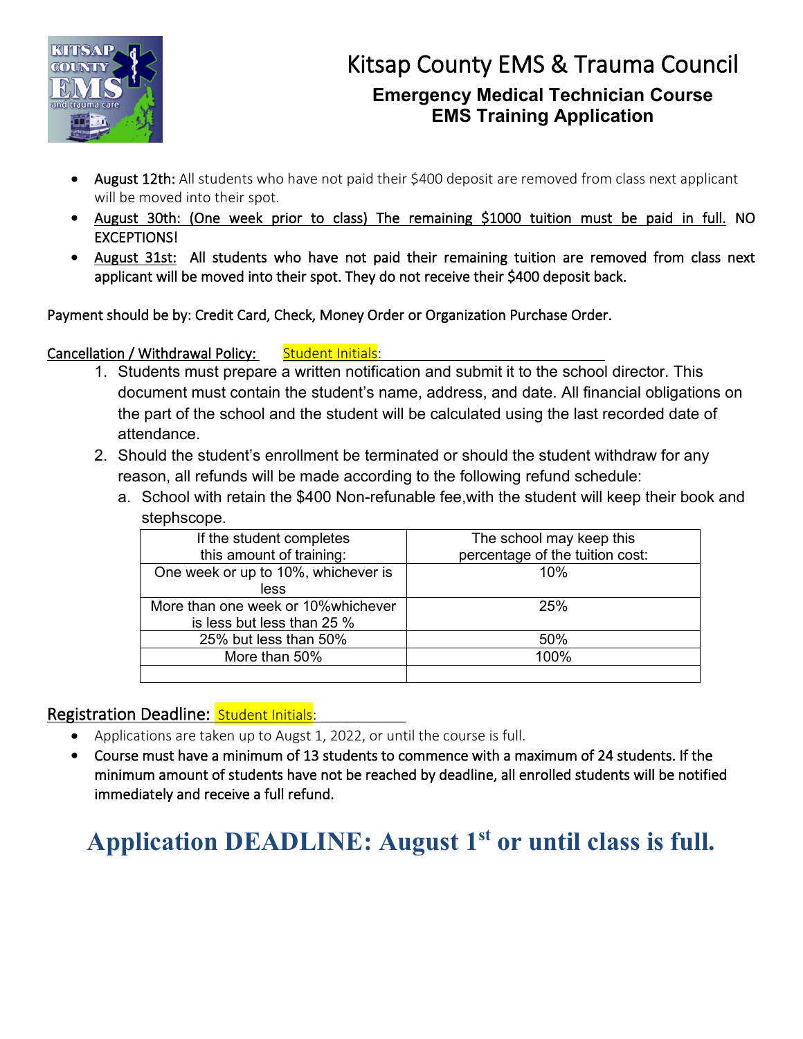# Kitsap County EMS & Trauma Council

## Emergency Medical Technician Course
## EMS Training Application

- **August 12th:** All students who have not paid their $400 deposit are removed from class next applicant will be moved into their spot.
- August 30th: (One week prior to class) The remaining $1000 tuition must be paid in full. NO EXCEPTIONS!
- August 31st: All students who have not paid their remaining tuition are removed from class next applicant will be moved into their spot. They do not receive their $400 deposit back.

Payment should be by: Credit Card, Check, Money Order or Organization Purchase Order.

Cancellation / Withdrawal Policy: Student Initials: ______________________________

1. Students must prepare a written notification and submit it to the school director. This document must contain the student's name, address, and date. All financial obligations on the part of the school and the student will be calculated using the last recorded date of attendance.
2. Should the student's enrollment be terminated or should the student withdraw for any reason, all refunds will be made according to the following refund schedule:
   a. School with retain the $400 Non-refunable fee,with the student will keep their book and stephscope.

| If the student completes this amount of training: | The school may keep this percentage of the tuition cost: |
|---|---|
| One week or up to 10%, whichever is less | 10% |
| More than one week or 10%whichever is less but less than 25 % | 25% |
| 25% but less than 50% | 50% |
| More than 50% | 100% |
| | |

Registration Deadline: Student Initials: ______________

- Applications are taken up to Augst 1, 2022, or until the course is full.
- Course must have a minimum of 13 students to commence with a maximum of 24 students. If the minimum amount of students have not be reached by deadline, all enrolled students will be notified immediately and receive a full refund.

# Application DEADLINE: August 1st or until class is full.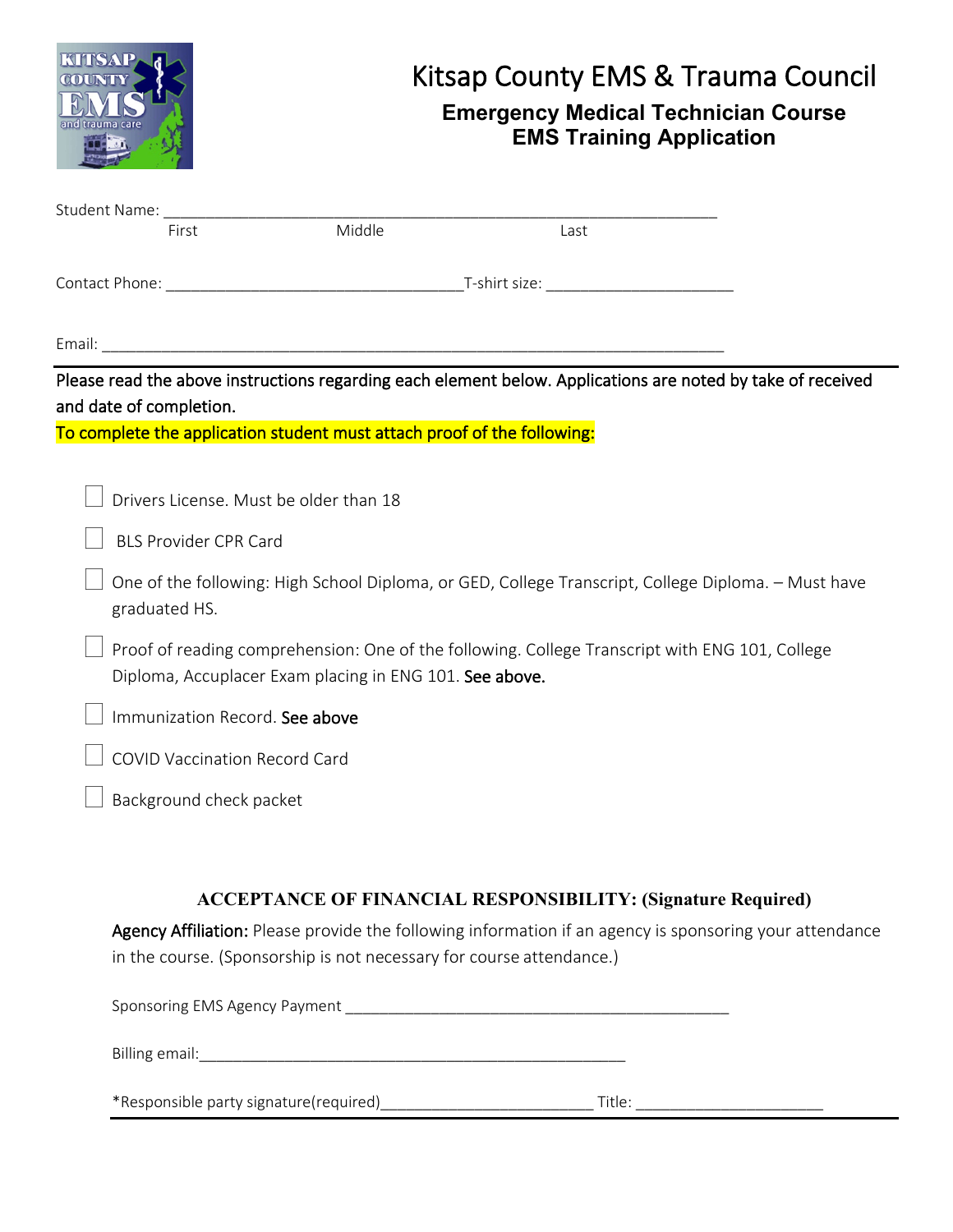# Kitsap County EMS & Trauma Council

## Emergency Medical Technician Course
## EMS Training Application

Student Name: ______________________________________________________________

First Middle Last

Contact Phone: __________________________________ T-shirt size: _____________________

Email: _______________________________________________________________________

---

**Please read the above instructions regarding each element below. Applications are noted by take of received and date of completion.**

**To complete the application student must attach proof of the following:**

- [ ] Drivers License. Must be older than 18
- [ ] BLS Provider CPR Card
- [ ] One of the following: High School Diploma, or GED, College Transcript, College Diploma. – Must have graduated HS.
- [ ] Proof of reading comprehension: One of the following. College Transcript with ENG 101, College Diploma, Accuplacer Exam placing in ENG 101. **See above.**
- [ ] Immunization Record. **See above**
- [ ] COVID Vaccination Record Card
- [ ] Background check packet

### ACCEPTANCE OF FINANCIAL RESPONSIBILITY: (Signature Required)

**Agency Affiliation:** Please provide the following information if an agency is sponsoring your attendance in the course. (Sponsorship is not necessary for course attendance.)

Sponsoring EMS Agency Payment ___________________________________________

Billing email: _________________________________________________

*Responsible party signature(required) ________________________ Title: _____________________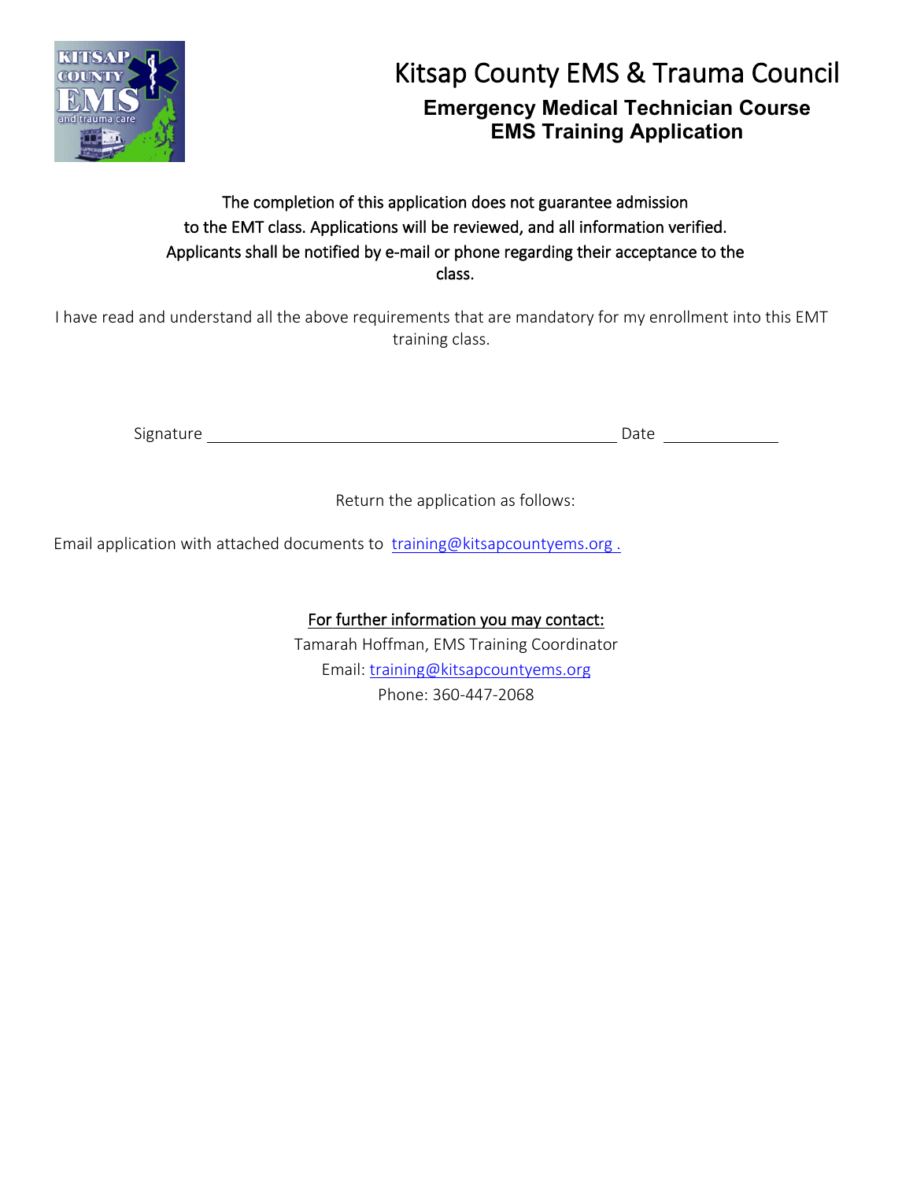# Kitsap County EMS & Trauma Council

## Emergency Medical Technician Course
## EMS Training Application

The completion of this application does not guarantee admission to the EMT class. Applications will be reviewed, and all information verified. Applicants shall be notified by e-mail or phone regarding their acceptance to the class.

I have read and understand all the above requirements that are mandatory for my enrollment into this EMT training class.

Signature ______________________________________ Date ____________

Return the application as follows:

Email application with attached documents to training@kitsapcountyems.org .

**For further information you may contact:**

Tamarah Hoffman, EMS Training Coordinator

Email: training@kitsapcountyems.org

Phone: 360-447-2068